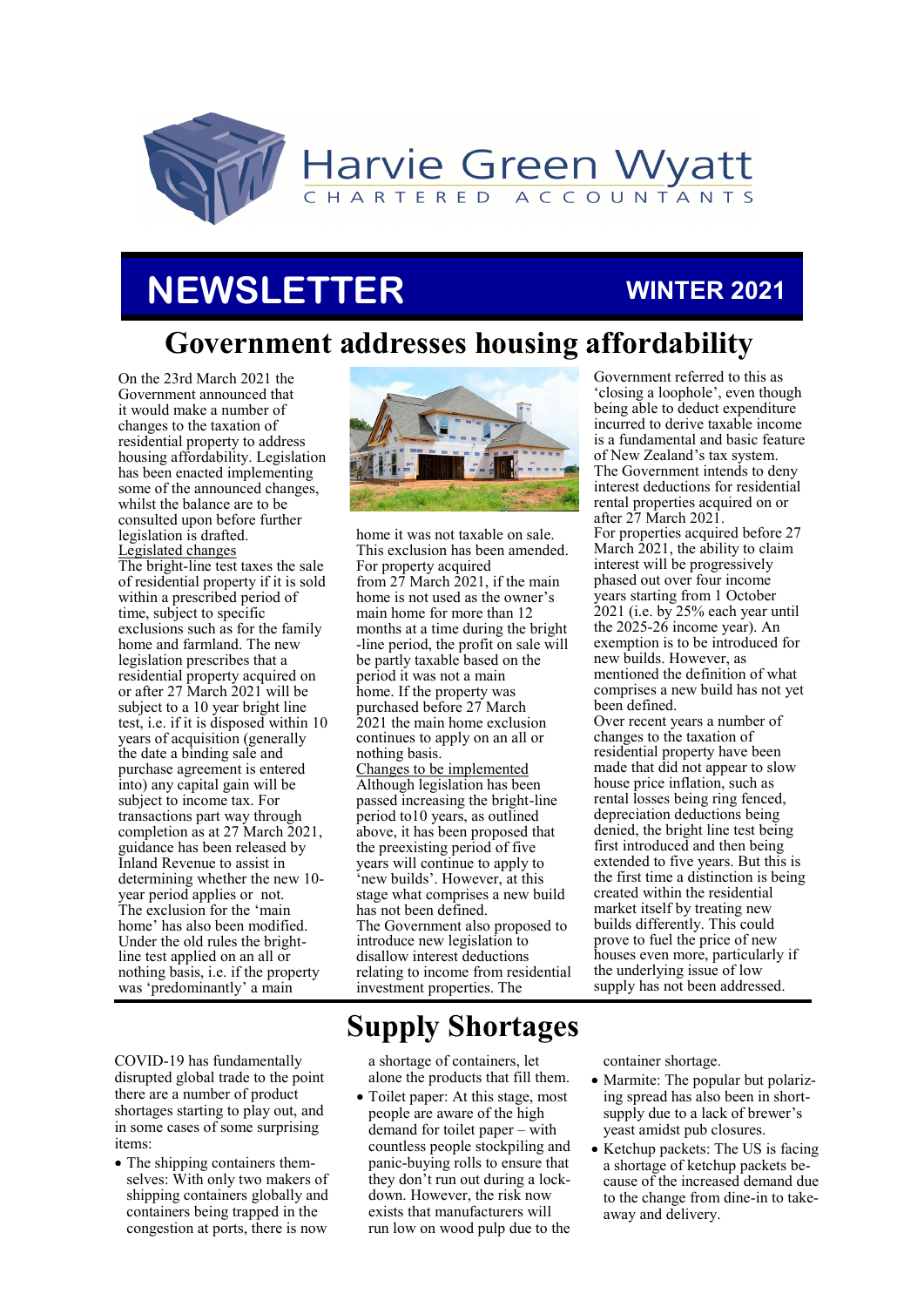Harvie Green Wyatt

CHARTERED ACCOUNTANTS

# NEWSLETTER

**WINTER 2021**

## Government addresses housing affordability

On the 23rd March 2021 the Government announced that it would make a number of changes to the taxation of residential property to address housing affordability. Legislation has been enacted implementing some of the announced changes, whilst the balance are to be consulted upon before further legislation is drafted.

Legislated changes

The bright-line test taxes the sale of residential property if it is sold within a prescribed period of time, subject to specific exclusions such as for the family home and farmland. The new legislation prescribes that a residential property acquired on or after 27 March 2021 will be subject to a 10 year bright line test, i.e. if it is disposed within 10 years of acquisition (generally the date a binding sale and purchase agreement is entered into) any capital gain will be subject to income tax. For transactions part way through completion as at 27 March 2021, guidance has been released by Inland Revenue to assist in determining whether the new 10-year period applies or not.

The exclusion for the 'main home' has also been modified. Under the old rules the bright-line test applied on an all or nothing basis, i.e. if the property was 'predominantly' a main home it was not taxable on sale. This exclusion has been amended. For property acquired from 27 March 2021, if the main home is not used as the owner's main home for more than 12 months at a time during the bright-line period, the profit on sale will be partly taxable based on the period it was not a main home. If the property was purchased before 27 March 2021 the main home exclusion continues to apply on an all or nothing basis.

Changes to be implemented

Although legislation has been passed increasing the bright-line period to10 years, as outlined above, it has been proposed that the preexisting period of five years will continue to apply to 'new builds'. However, at this stage what comprises a new build has not been defined.

The Government also proposed to introduce new legislation to disallow interest deductions relating to income from residential investment properties. The Government referred to this as 'closing a loophole', even though being able to deduct expenditure incurred to derive taxable income is a fundamental and basic feature of New Zealand's tax system. The Government intends to deny interest deductions for residential rental properties acquired on or after 27 March 2021.

For properties acquired before 27 March 2021, the ability to claim interest will be progressively phased out over four income years starting from 1 October 2021 (i.e. by 25% each year until the 2025-26 income year). An exemption is to be introduced for new builds. However, as mentioned the definition of what comprises a new build has not yet been defined.

Over recent years a number of changes to the taxation of residential property have been made that did not appear to slow house price inflation, such as rental losses being ring fenced, depreciation deductions being denied, the bright line test being first introduced and then being extended to five years. But this is the first time a distinction is being created within the residential market itself by treating new builds differently. This could prove to fuel the price of new houses even more, particularly if the underlying issue of low supply has not been addressed.

## Supply Shortages

COVID-19 has fundamentally disrupted global trade to the point there are a number of product shortages starting to play out, and in some cases of some surprising items:

- The shipping containers themselves: With only two makers of shipping containers globally and containers being trapped in the congestion at ports, there is now a shortage of containers, let alone the products that fill them.
- Toilet paper: At this stage, most people are aware of the high demand for toilet paper – with countless people stockpiling and panic-buying rolls to ensure that they don't run out during a lockdown. However, the risk now exists that manufacturers will run low on wood pulp due to the container shortage.
- Marmite: The popular but polarizing spread has also been in short-supply due to a lack of brewer's yeast amidst pub closures.
- Ketchup packets: The US is facing a shortage of ketchup packets because of the increased demand due to the change from dine-in to take-away and delivery.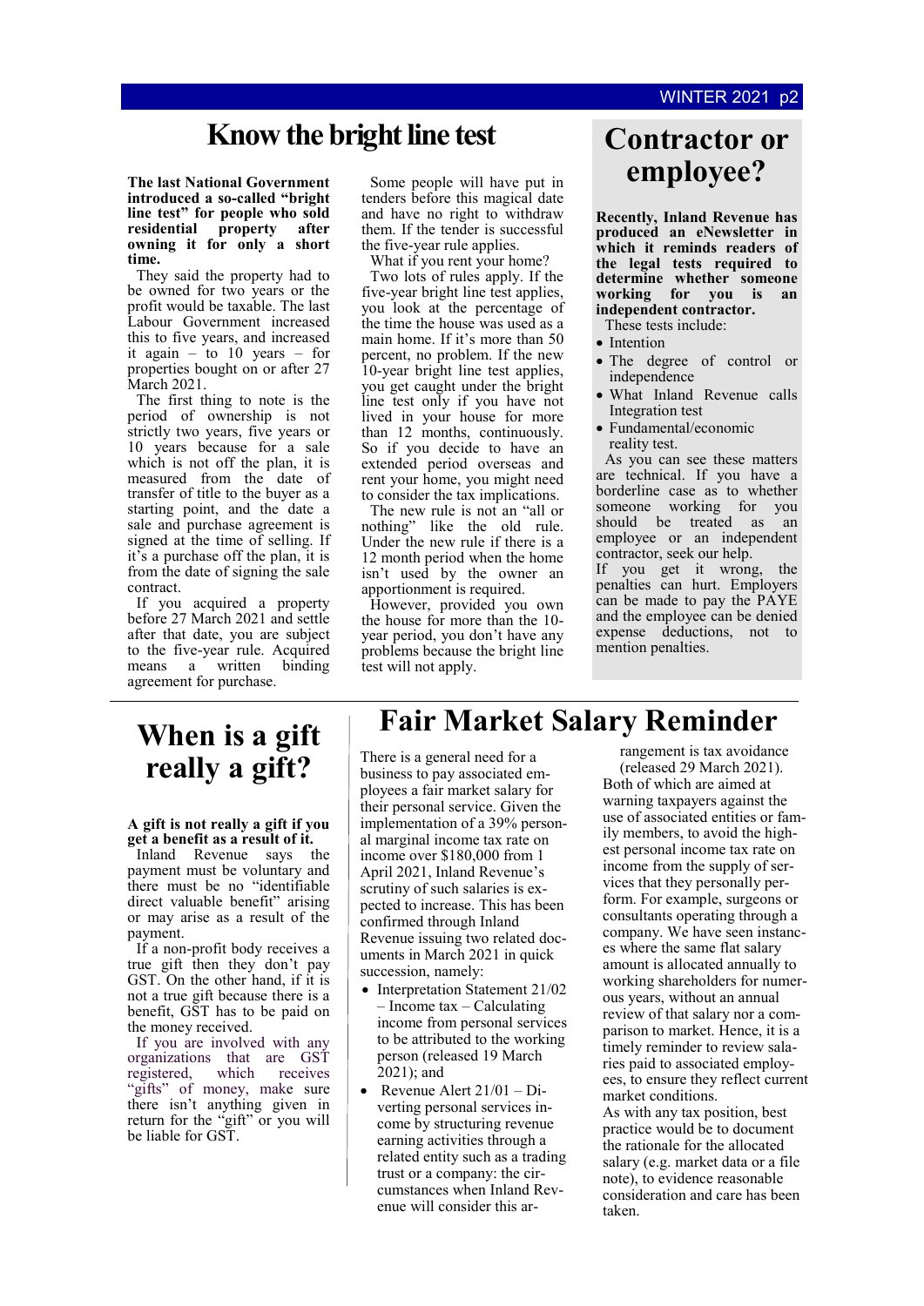# Know the bright line test

**The last National Government introduced a so-called "bright line test" for people who sold residential property after owning it for only a short time.**

They said the property had to be owned for two years or the profit would be taxable. The last Labour Government increased this to five years, and increased it again – to 10 years – for properties bought on or after 27 March 2021.

The first thing to note is the period of ownership is not strictly two years, five years or 10 years because for a sale which is not off the plan, it is measured from the date of transfer of title to the buyer as a starting point, and the date a sale and purchase agreement is signed at the time of selling. If it's a purchase off the plan, it is from the date of signing the sale contract.

If you acquired a property before 27 March 2021 and settle after that date, you are subject to the five-year rule. Acquired means a written binding agreement for purchase.

Some people will have put in tenders before this magical date and have no right to withdraw them. If the tender is successful the five-year rule applies.

What if you rent your home?

Two lots of rules apply. If the five-year bright line test applies, you look at the percentage of the time the house was used as a main home. If it's more than 50 percent, no problem. If the new 10-year bright line test applies, you get caught under the bright line test only if you have not lived in your house for more than 12 months, continuously. So if you decide to have an extended period overseas and rent your home, you might need to consider the tax implications.

The new rule is not an "all or nothing" like the old rule. Under the new rule if there is a 12 month period when the home isn't used by the owner an apportionment is required.

However, provided you own the house for more than the 10-year period, you don't have any problems because the bright line test will not apply.

# Contractor or employee?

**Recently, Inland Revenue has produced an eNewsletter in which it reminds readers of the legal tests required to determine whether someone working for you is an independent contractor.**

These tests include:

- Intention
- The degree of control or independence
- What Inland Revenue calls Integration test
- Fundamental/economic reality test.

As you can see these matters are technical. If you have a borderline case as to whether someone working for you should be treated as an employee or an independent contractor, seek our help.

If you get it wrong, the penalties can hurt. Employers can be made to pay the PAYE and the employee can be denied expense deductions, not to mention penalties.

# When is a gift really a gift?

**A gift is not really a gift if you get a benefit as a result of it.**

Inland Revenue says the payment must be voluntary and there must be no "identifiable direct valuable benefit" arising or may arise as a result of the payment.

If a non-profit body receives a true gift then they don't pay GST. On the other hand, if it is not a true gift because there is a benefit, GST has to be paid on the money received.

If you are involved with any organizations that are GST registered, which receives "gifts" of money, make sure there isn't anything given in return for the "gift" or you will be liable for GST.

# Fair Market Salary Reminder

There is a general need for a business to pay associated employees a fair market salary for their personal service. Given the implementation of a 39% personal marginal income tax rate on income over $180,000 from 1 April 2021, Inland Revenue's scrutiny of such salaries is expected to increase. This has been confirmed through Inland Revenue issuing two related documents in March 2021 in quick succession, namely:

- Interpretation Statement 21/02 – Income tax – Calculating income from personal services to be attributed to the working person (released 19 March 2021); and
- Revenue Alert 21/01 – Diverting personal services income by structuring revenue earning activities through a related entity such as a trading trust or a company: the circumstances when Inland Revenue will consider this arrangement is tax avoidance (released 29 March 2021).

Both of which are aimed at warning taxpayers against the use of associated entities or family members, to avoid the highest personal income tax rate on income from the supply of services that they personally perform. For example, surgeons or consultants operating through a company. We have seen instances where the same flat salary amount is allocated annually to working shareholders for numerous years, without an annual review of that salary nor a comparison to market. Hence, it is a timely reminder to review salaries paid to associated employees, to ensure they reflect current market conditions.

As with any tax position, best practice would be to document the rationale for the allocated salary (e.g. market data or a file note), to evidence reasonable consideration and care has been taken.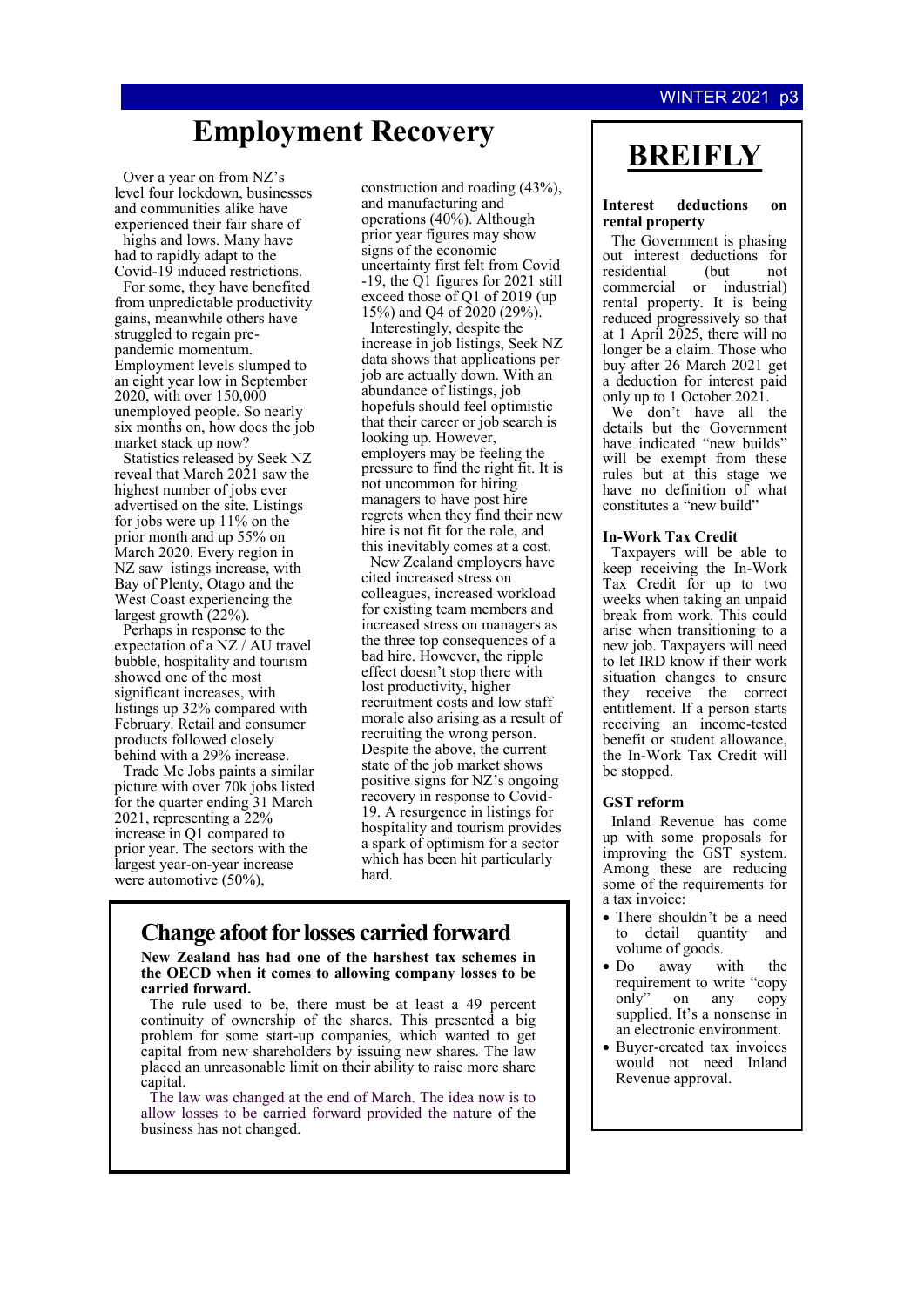# Employment Recovery

Over a year on from NZ's level four lockdown, businesses and communities alike have experienced their fair share of highs and lows. Many have had to rapidly adapt to the Covid-19 induced restrictions.

For some, they have benefited from unpredictable productivity gains, meanwhile others have struggled to regain pre-pandemic momentum. Employment levels slumped to an eight year low in September 2020, with over 150,000 unemployed people. So nearly six months on, how does the job market stack up now?

Statistics released by Seek NZ reveal that March 2021 saw the highest number of jobs ever advertised on the site. Listings for jobs were up 11% on the prior month and up 55% on March 2020. Every region in NZ saw istings increase, with Bay of Plenty, Otago and the West Coast experiencing the largest growth (22%).

Perhaps in response to the expectation of a NZ / AU travel bubble, hospitality and tourism showed one of the most significant increases, with listings up 32% compared with February. Retail and consumer products followed closely behind with a 29% increase.

Trade Me Jobs paints a similar picture with over 70k jobs listed for the quarter ending 31 March 2021, representing a 22% increase in Q1 compared to prior year. The sectors with the largest year-on-year increase were automotive (50%), construction and roading (43%), and manufacturing and operations (40%). Although prior year figures may show signs of the economic uncertainty first felt from Covid-19, the Q1 figures for 2021 still exceed those of Q1 of 2019 (up 15%) and Q4 of 2020 (29%).

Interestingly, despite the increase in job listings, Seek NZ data shows that applications per job are actually down. With an abundance of listings, job hopefuls should feel optimistic that their career or job search is looking up. However, employers may be feeling the pressure to find the right fit. It is not uncommon for hiring managers to have post hire regrets when they find their new hire is not fit for the role, and this inevitably comes at a cost.

New Zealand employers have cited increased stress on colleagues, increased workload for existing team members and increased stress on managers as the three top consequences of a bad hire. However, the ripple effect doesn't stop there with lost productivity, higher recruitment costs and low staff morale also arising as a result of recruiting the wrong person. Despite the above, the current state of the job market shows positive signs for NZ's ongoing recovery in response to Covid-19. A resurgence in listings for hospitality and tourism provides a spark of optimism for a sector which has been hit particularly hard.

## Change afoot for losses carried forward

**New Zealand has had one of the harshest tax schemes in the OECD when it comes to allowing company losses to be carried forward.**

The rule used to be, there must be at least a 49 percent continuity of ownership of the shares. This presented a big problem for some start-up companies, which wanted to get capital from new shareholders by issuing new shares. The law placed an unreasonable limit on their ability to raise more share capital.

The law was changed at the end of March. The idea now is to allow losses to be carried forward provided the nature of the business has not changed.

# BREIFLY

**Interest deductions on rental property**

The Government is phasing out interest deductions for residential (but not commercial or industrial) rental property. It is being reduced progressively so that at 1 April 2025, there will no longer be a claim. Those who buy after 26 March 2021 get a deduction for interest paid only up to 1 October 2021.

We don't have all the details but the Government have indicated "new builds" will be exempt from these rules but at this stage we have no definition of what constitutes a "new build"

**In-Work Tax Credit**

Taxpayers will be able to keep receiving the In-Work Tax Credit for up to two weeks when taking an unpaid break from work. This could arise when transitioning to a new job. Taxpayers will need to let IRD know if their work situation changes to ensure they receive the correct entitlement. If a person starts receiving an income-tested benefit or student allowance, the In-Work Tax Credit will be stopped.

**GST reform**

Inland Revenue has come up with some proposals for improving the GST system. Among these are reducing some of the requirements for a tax invoice:

- There shouldn't be a need to detail quantity and volume of goods.
- Do away with the requirement to write "copy only" on any copy supplied. It's a nonsense in an electronic environment.
- Buyer-created tax invoices would not need Inland Revenue approval.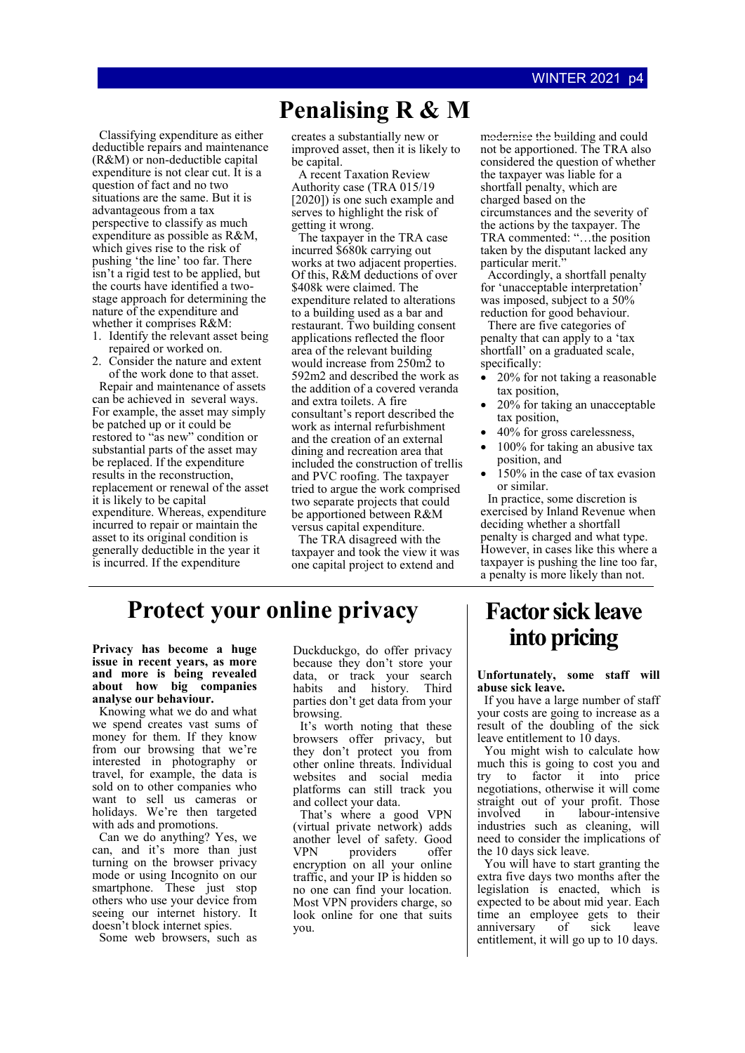# Penalising R & M

Classifying expenditure as either deductible repairs and maintenance (R&M) or non-deductible capital expenditure is not clear cut. It is a question of fact and no two situations are the same. But it is advantageous from a tax perspective to classify as much expenditure as possible as R&M, which gives rise to the risk of pushing 'the line' too far. There isn't a rigid test to be applied, but the courts have identified a two-stage approach for determining the nature of the expenditure and whether it comprises R&M:

1. Identify the relevant asset being repaired or worked on.
2. Consider the nature and extent of the work done to that asset.

Repair and maintenance of assets can be achieved in several ways. For example, the asset may simply be patched up or it could be restored to "as new" condition or substantial parts of the asset may be replaced. If the expenditure results in the reconstruction, replacement or renewal of the asset it is likely to be capital expenditure. Whereas, expenditure incurred to repair or maintain the asset to its original condition is generally deductible in the year it is incurred. If the expenditure creates a substantially new or improved asset, then it is likely to be capital.

A recent Taxation Review Authority case (TRA 015/19 [2020]) is one such example and serves to highlight the risk of getting it wrong.

The taxpayer in the TRA case incurred $680k carrying out works at two adjacent properties. Of this, R&M deductions of over $408k were claimed. The expenditure related to alterations to a building used as a bar and restaurant. Two building consent applications reflected the floor area of the relevant building would increase from 250m2 to 592m2 and described the work as the addition of a covered veranda and extra toilets. A fire consultant's report described the work as internal refurbishment and the creation of an external dining and recreation area that included the construction of trellis and PVC roofing. The taxpayer tried to argue the work comprised two separate projects that could be apportioned between R&M versus capital expenditure.

The TRA disagreed with the taxpayer and took the view it was one capital project to extend and modernise the building and could not be apportioned. The TRA also considered the question of whether the taxpayer was liable for a shortfall penalty, which are charged based on the circumstances and the severity of the actions by the taxpayer. The TRA commented: "…the position taken by the disputant lacked any particular merit."

Accordingly, a shortfall penalty for 'unacceptable interpretation' was imposed, subject to a 50% reduction for good behaviour.

There are five categories of penalty that can apply to a 'tax shortfall' on a graduated scale, specifically:

- 20% for not taking a reasonable tax position,
- 20% for taking an unacceptable tax position,
- 40% for gross carelessness,
- 100% for taking an abusive tax position, and
- 150% in the case of tax evasion or similar.

In practice, some discretion is exercised by Inland Revenue when deciding whether a shortfall penalty is charged and what type. However, in cases like this where a taxpayer is pushing the line too far, a penalty is more likely than not.

# Protect your online privacy

**Privacy has become a huge issue in recent years, as more and more is being revealed about how big companies analyse our behaviour.**

Knowing what we do and what we spend creates vast sums of money for them. If they know from our browsing that we're interested in photography or travel, for example, the data is sold on to other companies who want to sell us cameras or holidays. We're then targeted with ads and promotions.

Can we do anything? Yes, we can, and it's more than just turning on the browser privacy mode or using Incognito on our smartphone. These just stop others who use your device from seeing our internet history. It doesn't block internet spies.

Some web browsers, such as Duckduckgo, do offer privacy because they don't store your data, or track your search habits and history. Third parties don't get data from your browsing.

It's worth noting that these browsers offer privacy, but they don't protect you from other online threats. Individual websites and social media platforms can still track you and collect your data.

That's where a good VPN (virtual private network) adds another level of safety. Good VPN providers offer encryption on all your online traffic, and your IP is hidden so no one can find your location. Most VPN providers charge, so look online for one that suits you.

# Factor sick leave into pricing

**Unfortunately, some staff will abuse sick leave.**

If you have a large number of staff your costs are going to increase as a result of the doubling of the sick leave entitlement to 10 days.

You might wish to calculate how much this is going to cost you and try to factor it into price negotiations, otherwise it will come straight out of your profit. Those involved in labour-intensive industries such as cleaning, will need to consider the implications of the 10 days sick leave.

You will have to start granting the extra five days two months after the legislation is enacted, which is expected to be about mid year. Each time an employee gets to their anniversary of sick leave entitlement, it will go up to 10 days.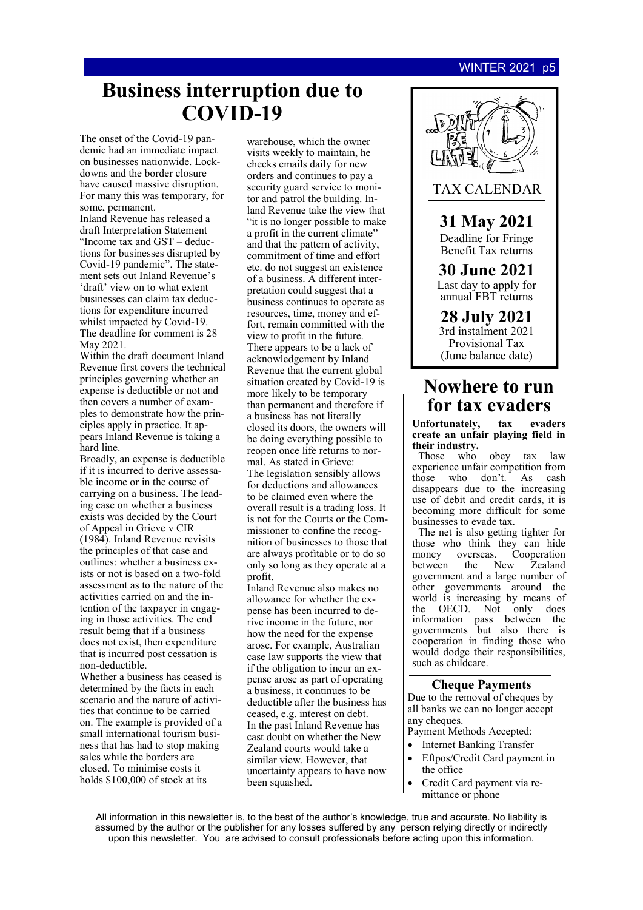# Business interruption due to COVID-19

The onset of the Covid-19 pandemic had an immediate impact on businesses nationwide. Lockdowns and the border closure have caused massive disruption. For many this was temporary, for some, permanent.

Inland Revenue has released a draft Interpretation Statement "Income tax and GST – deductions for businesses disrupted by Covid-19 pandemic". The statement sets out Inland Revenue's 'draft' view on to what extent businesses can claim tax deductions for expenditure incurred whilst impacted by Covid-19. The deadline for comment is 28 May 2021.

Within the draft document Inland Revenue first covers the technical principles governing whether an expense is deductible or not and then covers a number of examples to demonstrate how the principles apply in practice. It appears Inland Revenue is taking a hard line.

Broadly, an expense is deductible if it is incurred to derive assessable income or in the course of carrying on a business. The leading case on whether a business exists was decided by the Court of Appeal in Grieve v CIR (1984). Inland Revenue revisits the principles of that case and outlines: whether a business exists or not is based on a two-fold assessment as to the nature of the activities carried on and the intention of the taxpayer in engaging in those activities. The end result being that if a business does not exist, then expenditure that is incurred post cessation is non-deductible.

Whether a business has ceased is determined by the facts in each scenario and the nature of activities that continue to be carried on. The example is provided of a small international tourism business that has had to stop making sales while the borders are closed. To minimise costs it holds $100,000 of stock at its warehouse, which the owner visits weekly to maintain, he checks emails daily for new orders and continues to pay a security guard service to monitor and patrol the building. Inland Revenue take the view that "it is no longer possible to make a profit in the current climate" and that the pattern of activity, commitment of time and effort etc. do not suggest an existence of a business. A different interpretation could suggest that a business continues to operate as resources, time, money and effort, remain committed with the view to profit in the future.

There appears to be a lack of acknowledgement by Inland Revenue that the current global situation created by Covid-19 is more likely to be temporary than permanent and therefore if a business has not literally closed its doors, the owners will be doing everything possible to reopen once life returns to normal. As stated in Grieve:

The legislation sensibly allows for deductions and allowances to be claimed even where the overall result is a trading loss. It is not for the Courts or the Commissioner to confine the recognition of businesses to those that are always profitable or to do so only so long as they operate at a profit.

Inland Revenue also makes no allowance for whether the expense has been incurred to derive income in the future, nor how the need for the expense arose. For example, Australian case law supports the view that if the obligation to incur an expense arose as part of operating a business, it continues to be deductible after the business has ceased, e.g. interest on debt. In the past Inland Revenue has cast doubt on whether the New Zealand courts would take a similar view. However, that uncertainty appears to have now been squashed.

## TAX CALENDAR

**31 May 2021**
Deadline for Fringe Benefit Tax returns

**30 June 2021**
Last day to apply for annual FBT returns

**28 July 2021**
3rd instalment 2021 Provisional Tax (June balance date)

# Nowhere to run for tax evaders

**Unfortunately, tax evaders create an unfair playing field in their industry.**

Those who obey tax law experience unfair competition from those who don't. As cash disappears due to the increasing use of debit and credit cards, it is becoming more difficult for some businesses to evade tax.

The net is also getting tighter for those who think they can hide money overseas. Cooperation between the New Zealand government and a large number of other governments around the world is increasing by means of the OECD. Not only does information pass between the governments but also there is cooperation in finding those who would dodge their responsibilities, such as childcare.

## Cheque Payments

Due to the removal of cheques by all banks we can no longer accept any cheques.

Payment Methods Accepted:

- Internet Banking Transfer
- Eftpos/Credit Card payment in the office
- Credit Card payment via remittance or phone

All information in this newsletter is, to the best of the author's knowledge, true and accurate. No liability is assumed by the author or the publisher for any losses suffered by any person relying directly or indirectly upon this newsletter. You are advised to consult professionals before acting upon this information.